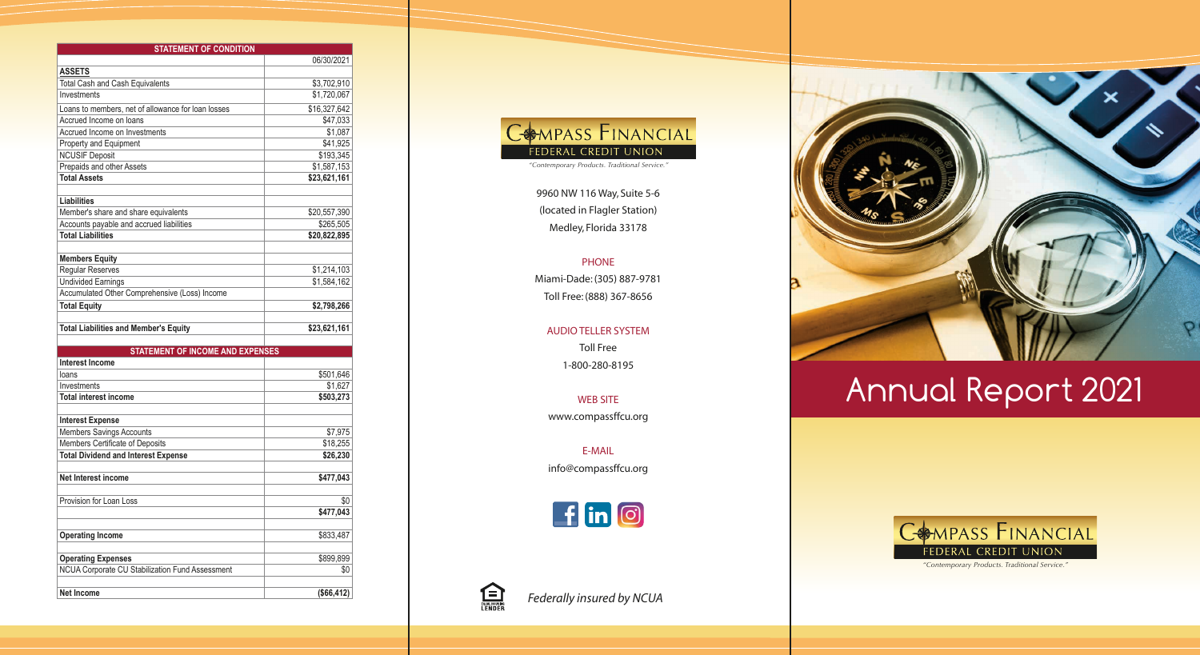## STATEMENT OF CONDITION

| | 06/30/2021 |
|---|---|
| **ASSETS** | |
| Total Cash and Cash Equivalents | $3,702,910 |
| Investments | $1,720,067 |
| Loans to members, net of allowance for loan losses | $16,327,642 |
| Accrued Income on loans | $47,033 |
| Accrued Income on Investments | $1,087 |
| Property and Equipment | $41,925 |
| NCUSIF Deposit | $193,345 |
| Prepaids and other Assets | $1,587,153 |
| **Total Assets** | **$23,621,161** |
| | |
| **Liabilities** | |
| Member's share and share equivalents | $20,557,390 |
| Accounts payable and accrued liabilities | $265,505 |
| **Total Liabilities** | **$20,822,895** |
| | |
| **Members Equity** | |
| Regular Reserves | $1,214,103 |
| Undivided Earnings | $1,584,162 |
| Accumulated Other Comprehensive (Loss) Income | |
| **Total Equity** | **$2,798,266** |
| | |
| **Total Liabilities and Member's Equity** | **$23,621,161** |

## STATEMENT OF INCOME AND EXPENSES

| | |
|---|---|
| **Interest Income** | |
| loans | $501,646 |
| Investments | $1,627 |
| **Total interest income** | **$503,273** |
| | |
| **Interest Expense** | |
| Members Savings Accounts | $7,975 |
| Members Certificate of Deposits | $18,255 |
| **Total Dividend and Interest Expense** | **$26,230** |
| | |
| **Net Interest income** | **$477,043** |
| | |
| Provision for Loan Loss | $0 |
| | **$477,043** |
| | |
| **Operating Income** | $833,487 |
| | |
| **Operating Expenses** | $899,899 |
| NCUA Corporate CU Stabilization Fund Assessment | $0 |
| | |
| **Net Income** | **($66,412)** |

COMPASS FINANCIAL
FEDERAL CREDIT UNION
*"Contemporary Products. Traditional Service."*

9960 NW 116 Way, Suite 5-6
(located in Flagler Station)
Medley, Florida 33178

PHONE
Miami-Dade: (305) 887-9781
Toll Free: (888) 367-8656

AUDIO TELLER SYSTEM
Toll Free
1-800-280-8195

WEB SITE
www.compassffcu.org

E-MAIL
info@compassffcu.org

EQUAL HOUSING LENDER

*Federally insured by NCUA*

# Annual Report 2021

COMPASS FINANCIAL
FEDERAL CREDIT UNION
*"Contemporary Products. Traditional Service."*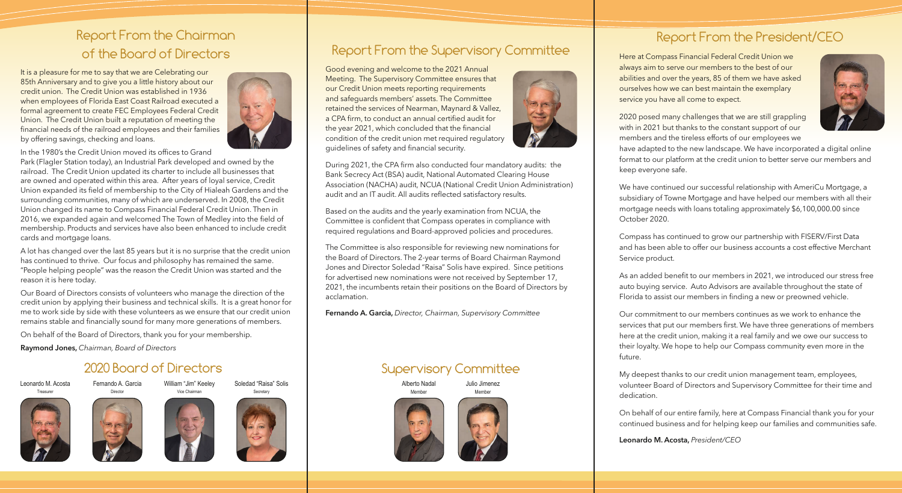## Report From the Chairman of the Board of Directors

It is a pleasure for me to say that we are Celebrating our 85th Anniversary and to give you a little history about our credit union. The Credit Union was established in 1936 when employees of Florida East Coast Railroad executed a formal agreement to create FEC Employees Federal Credit Union. The Credit Union built a reputation of meeting the financial needs of the railroad employees and their families by offering savings, checking and loans.

In the 1980's the Credit Union moved its offices to Grand Park (Flagler Station today), an Industrial Park developed and owned by the railroad. The Credit Union updated its charter to include all businesses that are owned and operated within this area. After years of loyal service, Credit Union expanded its field of membership to the City of Hialeah Gardens and the surrounding communities, many of which are underserved. In 2008, the Credit Union changed its name to Compass Financial Federal Credit Union. Then in 2016, we expanded again and welcomed The Town of Medley into the field of membership. Products and services have also been enhanced to include credit cards and mortgage loans.

A lot has changed over the last 85 years but it is no surprise that the credit union has continued to thrive. Our focus and philosophy has remained the same. "People helping people" was the reason the Credit Union was started and the reason it is here today.

Our Board of Directors consists of volunteers who manage the direction of the credit union by applying their business and technical skills. It is a great honor for me to work side by side with these volunteers as we ensure that our credit union remains stable and financially sound for many more generations of members.

On behalf of the Board of Directors, thank you for your membership.

**Raymond Jones,** *Chairman, Board of Directors*

## 2020 Board of Directors

Leonardo M. Acosta
Treasurer

Fernando A. Garcia
Director

William "Jim" Keeley
Vice Chairman

Soledad "Raisa" Solis
Secretary

## Report From the Supervisory Committee

Good evening and welcome to the 2021 Annual Meeting. The Supervisory Committee ensures that our Credit Union meets reporting requirements and safeguards members' assets. The Committee retained the services of Nearman, Maynard & Vallez, a CPA firm, to conduct an annual certified audit for the year 2021, which concluded that the financial condition of the credit union met required regulatory guidelines of safety and financial security.

During 2021, the CPA firm also conducted four mandatory audits: the Bank Secrecy Act (BSA) audit, National Automated Clearing House Association (NACHA) audit, NCUA (National Credit Union Administration) audit and an IT audit. All audits reflected satisfactory results.

Based on the audits and the yearly examination from NCUA, the Committee is confident that Compass operates in compliance with required regulations and Board-approved policies and procedures.

The Committee is also responsible for reviewing new nominations for the Board of Directors. The 2-year terms of Board Chairman Raymond Jones and Director Soledad "Raisa" Solis have expired. Since petitions for advertised new nominations were not received by September 17, 2021, the incumbents retain their positions on the Board of Directors by acclamation.

**Fernando A. Garcia,** *Director, Chairman, Supervisory Committee*

## Supervisory Committee

Alberto Nadal
Member

Julio Jimenez
Member

## Report From the President/CEO

Here at Compass Financial Federal Credit Union we always aim to serve our members to the best of our abilities and over the years, 85 of them we have asked ourselves how we can best maintain the exemplary service you have all come to expect.

2020 posed many challenges that we are still grappling with in 2021 but thanks to the constant support of our members and the tireless efforts of our employees we have adapted to the new landscape. We have incorporated a digital online format to our platform at the credit union to better serve our members and keep everyone safe.

We have continued our successful relationship with AmeriCu Mortgage, a subsidiary of Towne Mortgage and have helped our members with all their mortgage needs with loans totaling approximately $6,100,000.00 since October 2020.

Compass has continued to grow our partnership with FISERV/First Data and has been able to offer our business accounts a cost effective Merchant Service product.

As an added benefit to our members in 2021, we introduced our stress free auto buying service. Auto Advisors are available throughout the state of Florida to assist our members in finding a new or preowned vehicle.

Our commitment to our members continues as we work to enhance the services that put our members first. We have three generations of members here at the credit union, making it a real family and we owe our success to their loyalty. We hope to help our Compass community even more in the future.

My deepest thanks to our credit union management team, employees, volunteer Board of Directors and Supervisory Committee for their time and dedication.

On behalf of our entire family, here at Compass Financial thank you for your continued business and for helping keep our families and communities safe.

**Leonardo M. Acosta,** *President/CEO*